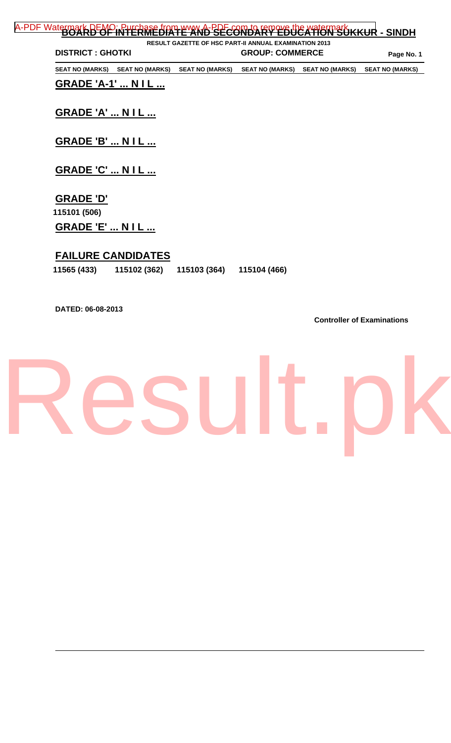# BOARD OF INTERMEDIATE AND SECONDARY EDUCATION SUKKUR - SINDH

**RESULT GAZETTE OF HSC PART-II ANNUAL EXAMINATION 2013**

**DISTRICT : GHOTKI** **GROUP: COMMERCE**

SEAT NO (MARKS) SEAT NO (MARKS) SEAT NO (MARKS) SEAT NO (MARKS) SEAT NO (MARKS) SEAT NO (MARKS)

## GRADE 'A-1' ... N I L ...

## GRADE 'A' ... N I L ...

## GRADE 'B' ... N I L ...

## GRADE 'C' ... N I L ...

## GRADE 'D'

115101 (506)

## GRADE 'E' ... N I L ...

## FAILURE CANDIDATES

11565 (433) 115102 (362) 115103 (364) 115104 (466)

**DATED: 06-08-2013**

**Controller of Examinations**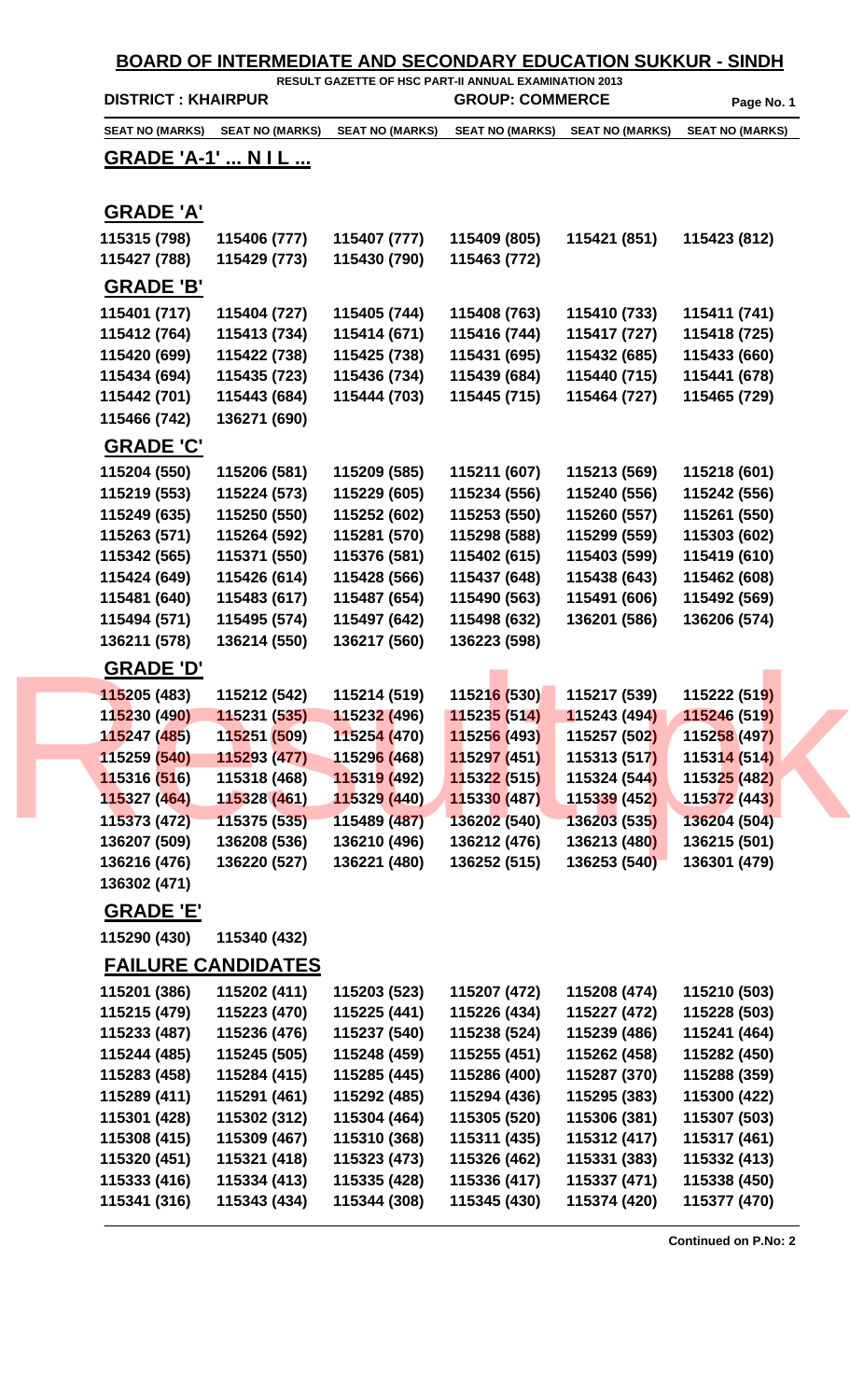# BOARD OF INTERMEDIATE AND SECONDARY EDUCATION SUKKUR - SINDH

**RESULT GAZETTE OF HSC PART-II ANNUAL EXAMINATION 2013**

**DISTRICT : KHAIRPUR** | **GROUP: COMMERCE**

| SEAT NO (MARKS) | SEAT NO (MARKS) | SEAT NO (MARKS) | SEAT NO (MARKS) | SEAT NO (MARKS) | SEAT NO (MARKS) |
|---|---|---|---|---|---|

## GRADE 'A-1' ... N I L ...

## GRADE 'A'

| | | | | | |
|---|---|---|---|---|---|
| 115315 (798) | 115406 (777) | 115407 (777) | 115409 (805) | 115421 (851) | 115423 (812) |
| 115427 (788) | 115429 (773) | 115430 (790) | 115463 (772) | | |

## GRADE 'B'

| | | | | | |
|---|---|---|---|---|---|
| 115401 (717) | 115404 (727) | 115405 (744) | 115408 (763) | 115410 (733) | 115411 (741) |
| 115412 (764) | 115413 (734) | 115414 (671) | 115416 (744) | 115417 (727) | 115418 (725) |
| 115420 (699) | 115422 (738) | 115425 (738) | 115431 (695) | 115432 (685) | 115433 (660) |
| 115434 (694) | 115435 (723) | 115436 (734) | 115439 (684) | 115440 (715) | 115441 (678) |
| 115442 (701) | 115443 (684) | 115444 (703) | 115445 (715) | 115464 (727) | 115465 (729) |
| 115466 (742) | 136271 (690) | | | | |

## GRADE 'C'

| | | | | | |
|---|---|---|---|---|---|
| 115204 (550) | 115206 (581) | 115209 (585) | 115211 (607) | 115213 (569) | 115218 (601) |
| 115219 (553) | 115224 (573) | 115229 (605) | 115234 (556) | 115240 (556) | 115242 (556) |
| 115249 (635) | 115250 (550) | 115252 (602) | 115253 (550) | 115260 (557) | 115261 (550) |
| 115263 (571) | 115264 (592) | 115281 (570) | 115298 (588) | 115299 (559) | 115303 (602) |
| 115342 (565) | 115371 (550) | 115376 (581) | 115402 (615) | 115403 (599) | 115419 (610) |
| 115424 (649) | 115426 (614) | 115428 (566) | 115437 (648) | 115438 (643) | 115462 (608) |
| 115481 (640) | 115483 (617) | 115487 (654) | 115490 (563) | 115491 (606) | 115492 (569) |
| 115494 (571) | 115495 (574) | 115497 (642) | 115498 (632) | 136201 (586) | 136206 (574) |
| 136211 (578) | 136214 (550) | 136217 (560) | 136223 (598) | | |

## GRADE 'D'

| | | | | | |
|---|---|---|---|---|---|
| 115205 (483) | 115212 (542) | 115214 (519) | 115216 (530) | 115217 (539) | 115222 (519) |
| 115230 (490) | 115231 (535) | 115232 (496) | 115235 (514) | 115243 (494) | 115246 (519) |
| 115247 (485) | 115251 (509) | 115254 (470) | 115256 (493) | 115257 (502) | 115258 (497) |
| 115259 (540) | 115293 (477) | 115296 (468) | 115297 (451) | 115313 (517) | 115314 (514) |
| 115316 (516) | 115318 (468) | 115319 (492) | 115322 (515) | 115324 (544) | 115325 (482) |
| 115327 (464) | 115328 (461) | 115329 (440) | 115330 (487) | 115339 (452) | 115372 (443) |
| 115373 (472) | 115375 (535) | 115489 (487) | 136202 (540) | 136203 (535) | 136204 (504) |
| 136207 (509) | 136208 (536) | 136210 (496) | 136212 (476) | 136213 (480) | 136215 (501) |
| 136216 (476) | 136220 (527) | 136221 (480) | 136252 (515) | 136253 (540) | 136301 (479) |
| 136302 (471) | | | | | |

## GRADE 'E'

| | |
|---|---|
| 115290 (430) | 115340 (432) |

## FAILURE CANDIDATES

| | | | | | |
|---|---|---|---|---|---|
| 115201 (386) | 115202 (411) | 115203 (523) | 115207 (472) | 115208 (474) | 115210 (503) |
| 115215 (479) | 115223 (470) | 115225 (441) | 115226 (434) | 115227 (472) | 115228 (503) |
| 115233 (487) | 115236 (476) | 115237 (540) | 115238 (524) | 115239 (486) | 115241 (464) |
| 115244 (485) | 115245 (505) | 115248 (459) | 115255 (451) | 115262 (458) | 115282 (450) |
| 115283 (458) | 115284 (415) | 115285 (445) | 115286 (400) | 115287 (370) | 115288 (359) |
| 115289 (411) | 115291 (461) | 115292 (485) | 115294 (436) | 115295 (383) | 115300 (422) |
| 115301 (428) | 115302 (312) | 115304 (464) | 115305 (520) | 115306 (381) | 115307 (503) |
| 115308 (415) | 115309 (467) | 115310 (368) | 115311 (435) | 115312 (417) | 115317 (461) |
| 115320 (451) | 115321 (418) | 115323 (473) | 115326 (462) | 115331 (383) | 115332 (413) |
| 115333 (416) | 115334 (413) | 115335 (428) | 115336 (417) | 115337 (471) | 115338 (450) |
| 115341 (316) | 115343 (434) | 115344 (308) | 115345 (430) | 115374 (420) | 115377 (470) |

**Continued on P.No: 2**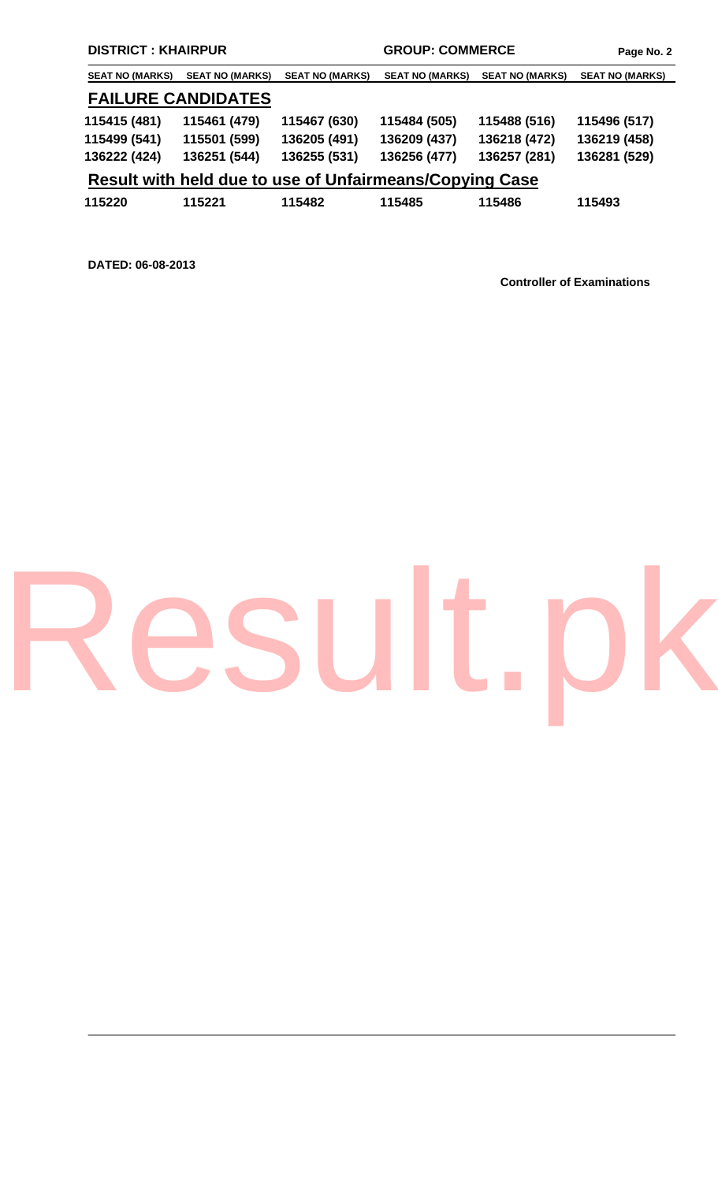**DISTRICT : KHAIRPUR** **GROUP: COMMERCE**

| SEAT NO (MARKS) | SEAT NO (MARKS) | SEAT NO (MARKS) | SEAT NO (MARKS) | SEAT NO (MARKS) | SEAT NO (MARKS) |
|---|---|---|---|---|---|

## FAILURE CANDIDATES

| | | | | | |
|---|---|---|---|---|---|
| 115415 (481) | 115461 (479) | 115467 (630) | 115484 (505) | 115488 (516) | 115496 (517) |
| 115499 (541) | 115501 (599) | 136205 (491) | 136209 (437) | 136218 (472) | 136219 (458) |
| 136222 (424) | 136251 (544) | 136255 (531) | 136256 (477) | 136257 (281) | 136281 (529) |

## Result with held due to use of Unfairmeans/Copying Case

| | | | | | |
|---|---|---|---|---|---|
| 115220 | 115221 | 115482 | 115485 | 115486 | 115493 |

**DATED: 06-08-2013**

**Controller of Examinations**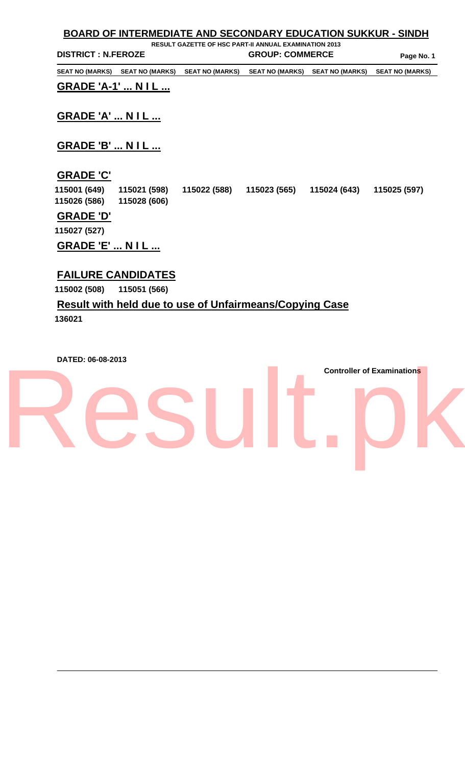# BOARD OF INTERMEDIATE AND SECONDARY EDUCATION SUKKUR - SINDH

**RESULT GAZETTE OF HSC PART-II ANNUAL EXAMINATION 2013**

**DISTRICT : N.FEROZE** **GROUP: COMMERCE**

| SEAT NO (MARKS) | SEAT NO (MARKS) | SEAT NO (MARKS) | SEAT NO (MARKS) | SEAT NO (MARKS) | SEAT NO (MARKS) |
| --- | --- | --- | --- | --- | --- |

## GRADE 'A-1' ... N I L ...

## GRADE 'A' ... N I L ...

## GRADE 'B' ... N I L ...

## GRADE 'C'

| | | | | | |
| --- | --- | --- | --- | --- | --- |
| 115001 (649) | 115021 (598) | 115022 (588) | 115023 (565) | 115024 (643) | 115025 (597) |
| 115026 (586) | 115028 (606) | | | | |

## GRADE 'D'

115027 (527)

## GRADE 'E' ... N I L ...

## FAILURE CANDIDATES

115002 (508) 115051 (566)

## Result with held due to use of Unfairmeans/Copying Case

136021

**DATED: 06-08-2013**

**Controller of Examinations**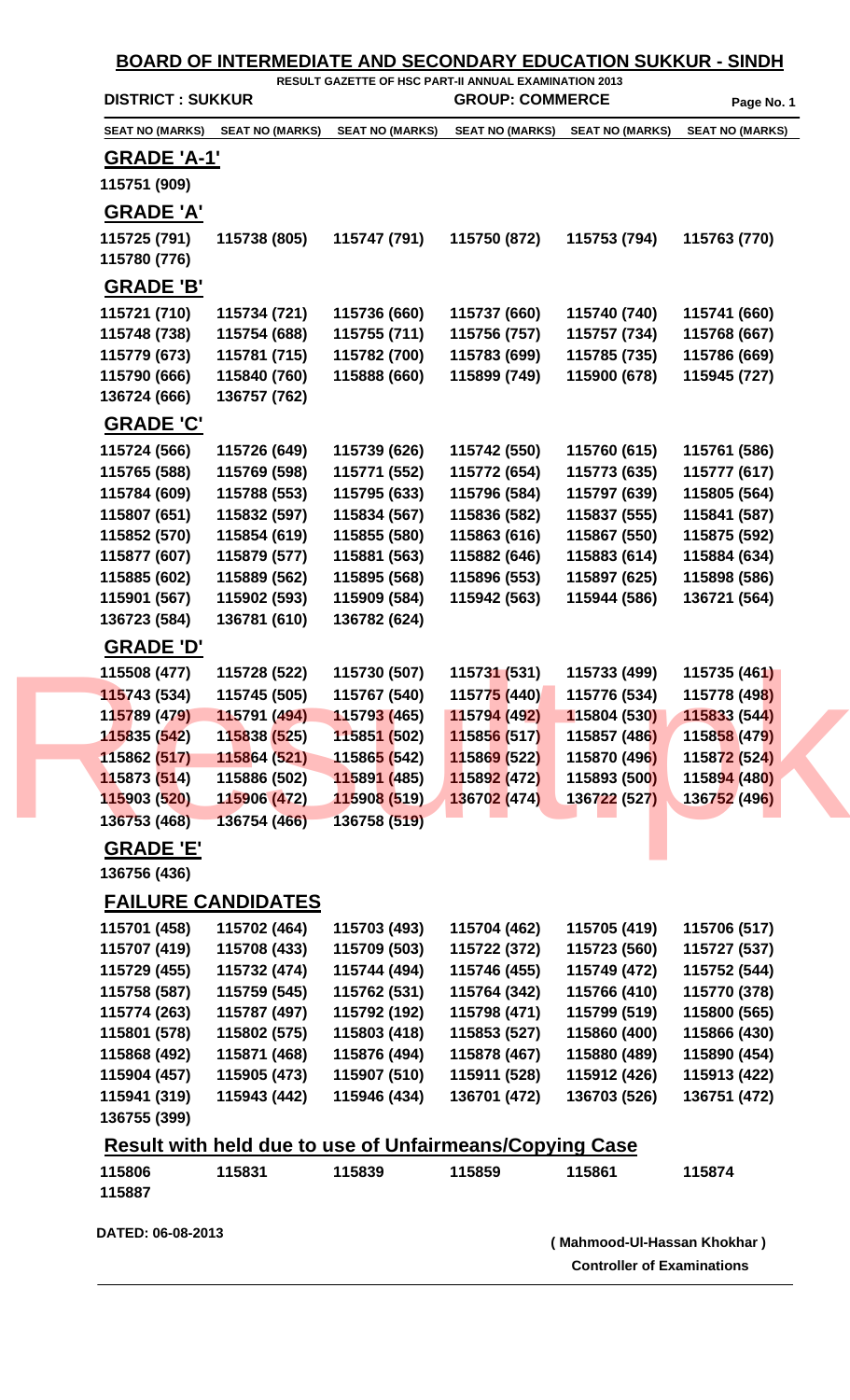# BOARD OF INTERMEDIATE AND SECONDARY EDUCATION SUKKUR - SINDH

**RESULT GAZETTE OF HSC PART-II ANNUAL EXAMINATION 2013**

**DISTRICT : SUKKUR** | **GROUP: COMMERCE**

| SEAT NO (MARKS) | SEAT NO (MARKS) | SEAT NO (MARKS) | SEAT NO (MARKS) | SEAT NO (MARKS) | SEAT NO (MARKS) |
|---|---|---|---|---|---|

## GRADE 'A-1'

| | | | | | |
|---|---|---|---|---|---|
| 115751 (909) | | | | | |

## GRADE 'A'

| | | | | | |
|---|---|---|---|---|---|
| 115725 (791) | 115738 (805) | 115747 (791) | 115750 (872) | 115753 (794) | 115763 (770) |
| 115780 (776) | | | | | |

## GRADE 'B'

| | | | | | |
|---|---|---|---|---|---|
| 115721 (710) | 115734 (721) | 115736 (660) | 115737 (660) | 115740 (740) | 115741 (660) |
| 115748 (738) | 115754 (688) | 115755 (711) | 115756 (757) | 115757 (734) | 115768 (667) |
| 115779 (673) | 115781 (715) | 115782 (700) | 115783 (699) | 115785 (735) | 115786 (669) |
| 115790 (666) | 115840 (760) | 115888 (660) | 115899 (749) | 115900 (678) | 115945 (727) |
| 136724 (666) | 136757 (762) | | | | |

## GRADE 'C'

| | | | | | |
|---|---|---|---|---|---|
| 115724 (566) | 115726 (649) | 115739 (626) | 115742 (550) | 115760 (615) | 115761 (586) |
| 115765 (588) | 115769 (598) | 115771 (552) | 115772 (654) | 115773 (635) | 115777 (617) |
| 115784 (609) | 115788 (553) | 115795 (633) | 115796 (584) | 115797 (639) | 115805 (564) |
| 115807 (651) | 115832 (597) | 115834 (567) | 115836 (582) | 115837 (555) | 115841 (587) |
| 115852 (570) | 115854 (619) | 115855 (580) | 115863 (616) | 115867 (550) | 115875 (592) |
| 115877 (607) | 115879 (577) | 115881 (563) | 115882 (646) | 115883 (614) | 115884 (634) |
| 115885 (602) | 115889 (562) | 115895 (568) | 115896 (553) | 115897 (625) | 115898 (586) |
| 115901 (567) | 115902 (593) | 115909 (584) | 115942 (563) | 115944 (586) | 136721 (564) |
| 136723 (584) | 136781 (610) | 136782 (624) | | | |

## GRADE 'D'

| | | | | | |
|---|---|---|---|---|---|
| 115508 (477) | 115728 (522) | 115730 (507) | 115731 (531) | 115733 (499) | 115735 (461) |
| 115743 (534) | 115745 (505) | 115767 (540) | 115775 (440) | 115776 (534) | 115778 (498) |
| 115789 (479) | 115791 (494) | 115793 (465) | 115794 (492) | 115804 (530) | 115833 (544) |
| 115835 (542) | 115838 (525) | 115851 (502) | 115856 (517) | 115857 (486) | 115858 (479) |
| 115862 (517) | 115864 (521) | 115865 (542) | 115869 (522) | 115870 (496) | 115872 (524) |
| 115873 (514) | 115886 (502) | 115891 (485) | 115892 (472) | 115893 (500) | 115894 (480) |
| 115903 (520) | 115906 (472) | 115908 (519) | 136702 (474) | 136722 (527) | 136752 (496) |
| 136753 (468) | 136754 (466) | 136758 (519) | | | |

## GRADE 'E'

| | | | | | |
|---|---|---|---|---|---|
| 136756 (436) | | | | | |

## FAILURE CANDIDATES

| | | | | | |
|---|---|---|---|---|---|
| 115701 (458) | 115702 (464) | 115703 (493) | 115704 (462) | 115705 (419) | 115706 (517) |
| 115707 (419) | 115708 (433) | 115709 (503) | 115722 (372) | 115723 (560) | 115727 (537) |
| 115729 (455) | 115732 (474) | 115744 (494) | 115746 (455) | 115749 (472) | 115752 (544) |
| 115758 (587) | 115759 (545) | 115762 (531) | 115764 (342) | 115766 (410) | 115770 (378) |
| 115774 (263) | 115787 (497) | 115792 (192) | 115798 (471) | 115799 (519) | 115800 (565) |
| 115801 (578) | 115802 (575) | 115803 (418) | 115853 (527) | 115860 (400) | 115866 (430) |
| 115868 (492) | 115871 (468) | 115876 (494) | 115878 (467) | 115880 (489) | 115890 (454) |
| 115904 (457) | 115905 (473) | 115907 (510) | 115911 (528) | 115912 (426) | 115913 (422) |
| 115941 (319) | 115943 (442) | 115946 (434) | 136701 (472) | 136703 (526) | 136751 (472) |
| 136755 (399) | | | | | |

## Result with held due to use of Unfairmeans/Copying Case

| | | | | | |
|---|---|---|---|---|---|
| 115806 | 115831 | 115839 | 115859 | 115861 | 115874 |
| 115887 | | | | | |

DATED: 06-08-2013

**( Mahmood-Ul-Hassan Khokhar )**
**Controller of Examinations**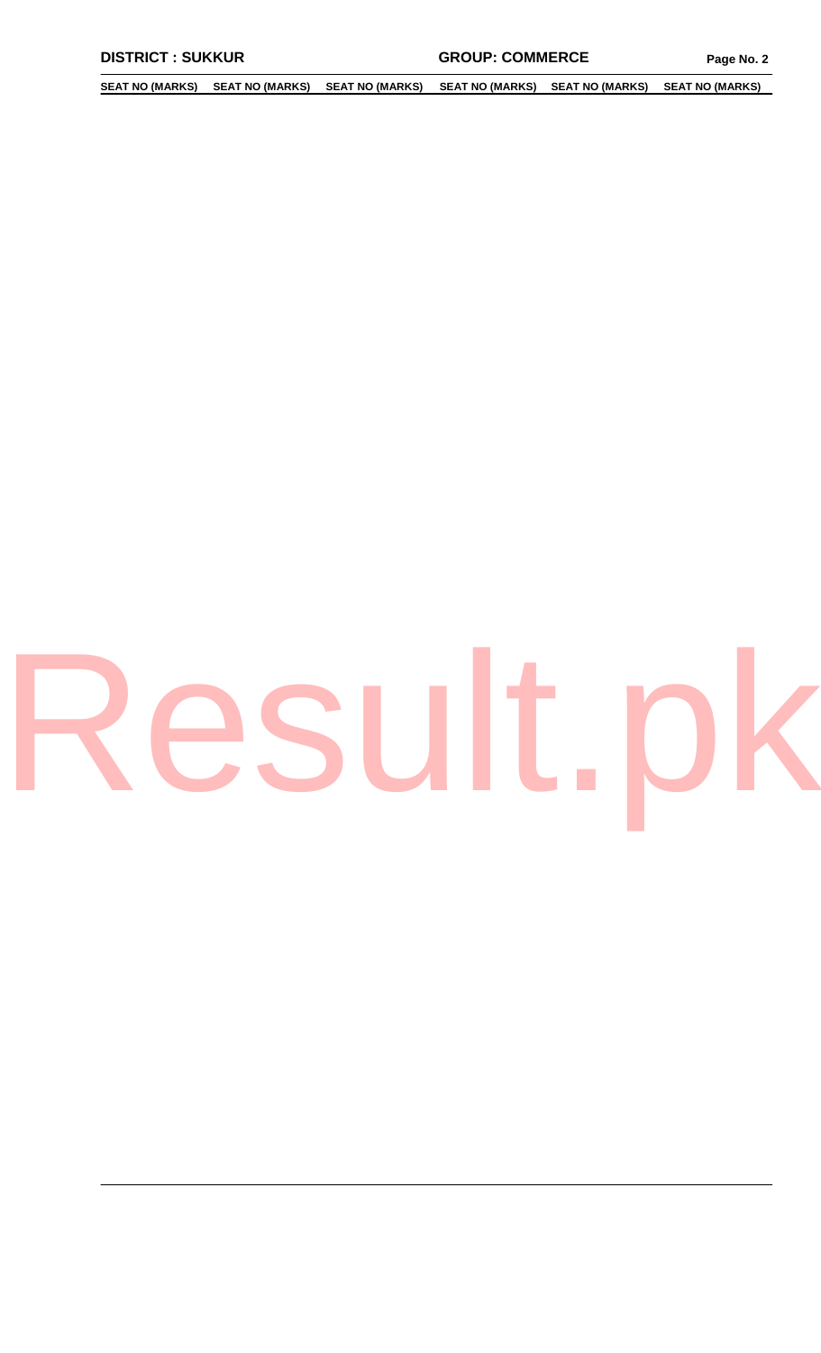**DISTRICT : SUKKUR** **GROUP: COMMERCE**

| SEAT NO (MARKS) | SEAT NO (MARKS) | SEAT NO (MARKS) | SEAT NO (MARKS) | SEAT NO (MARKS) | SEAT NO (MARKS) |
|---|---|---|---|---|---|